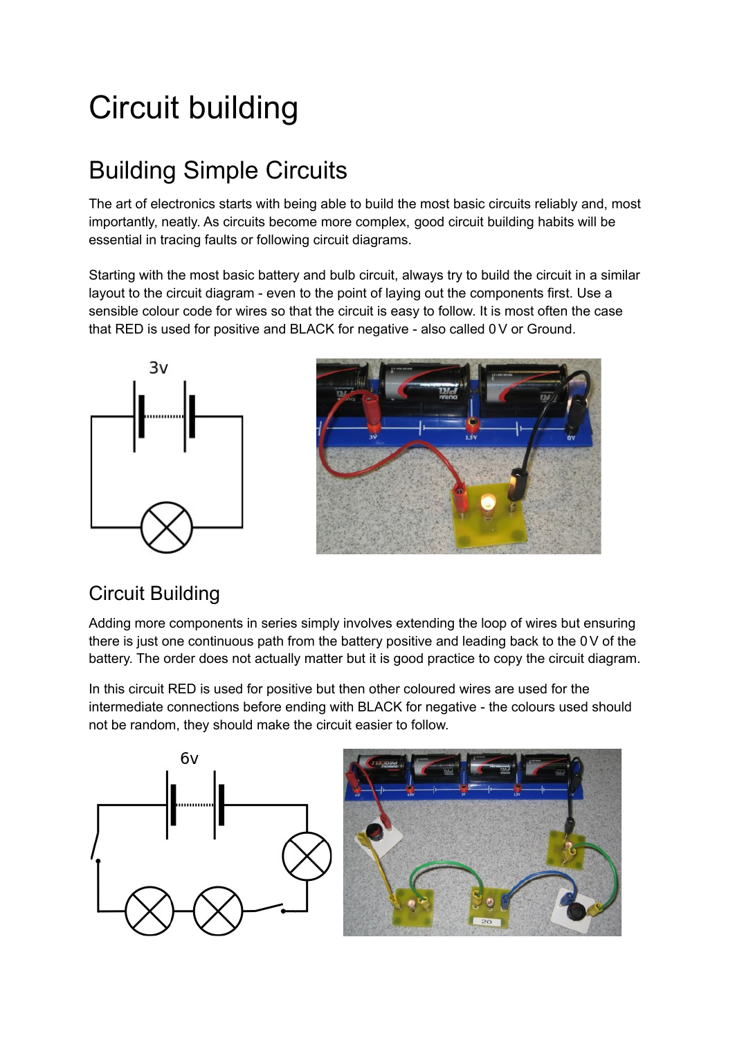# Circuit building

## Building Simple Circuits

The art of electronics starts with being able to build the most basic circuits reliably and, most importantly, neatly. As circuits become more complex, good circuit building habits will be essential in tracing faults or following circuit diagrams.

Starting with the most basic battery and bulb circuit, always try to build the circuit in a similar layout to the circuit diagram - even to the point of laying out the components first. Use a sensible colour code for wires so that the circuit is easy to follow. It is most often the case that RED is used for positive and BLACK for negative - also called 0 V or Ground.

### Circuit Building

Adding more components in series simply involves extending the loop of wires but ensuring there is just one continuous path from the battery positive and leading back to the 0 V of the battery. The order does not actually matter but it is good practice to copy the circuit diagram.

In this circuit RED is used for positive but then other coloured wires are used for the intermediate connections before ending with BLACK for negative - the colours used should not be random, they should make the circuit easier to follow.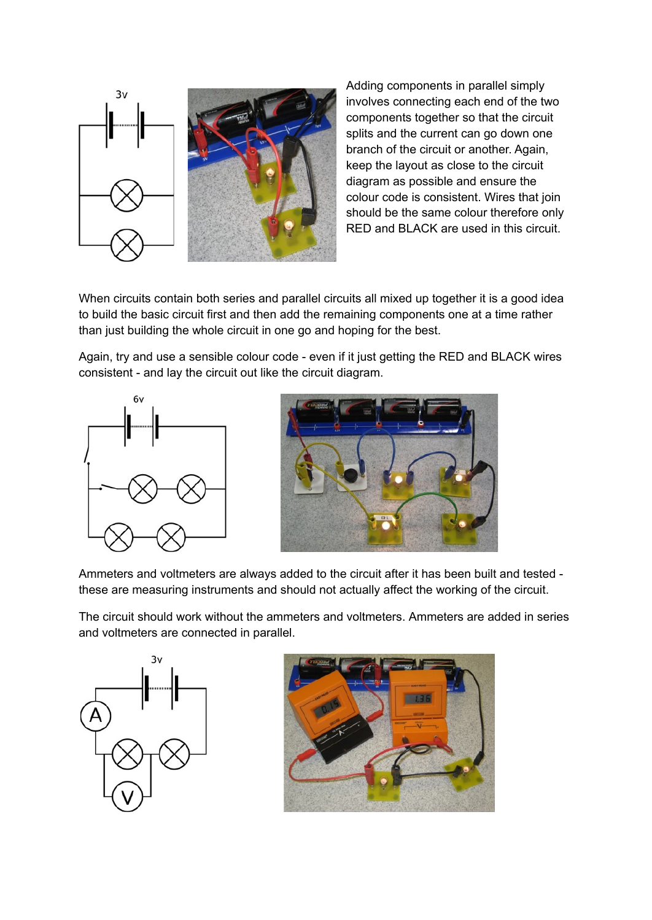Adding components in parallel simply involves connecting each end of the two components together so that the circuit splits and the current can go down one branch of the circuit or another. Again, keep the layout as close to the circuit diagram as possible and ensure the colour code is consistent. Wires that join should be the same colour therefore only RED and BLACK are used in this circuit.

When circuits contain both series and parallel circuits all mixed up together it is a good idea to build the basic circuit first and then add the remaining components one at a time rather than just building the whole circuit in one go and hoping for the best.

Again, try and use a sensible colour code - even if it just getting the RED and BLACK wires consistent - and lay the circuit out like the circuit diagram.

Ammeters and voltmeters are always added to the circuit after it has been built and tested - these are measuring instruments and should not actually affect the working of the circuit.

The circuit should work without the ammeters and voltmeters. Ammeters are added in series and voltmeters are connected in parallel.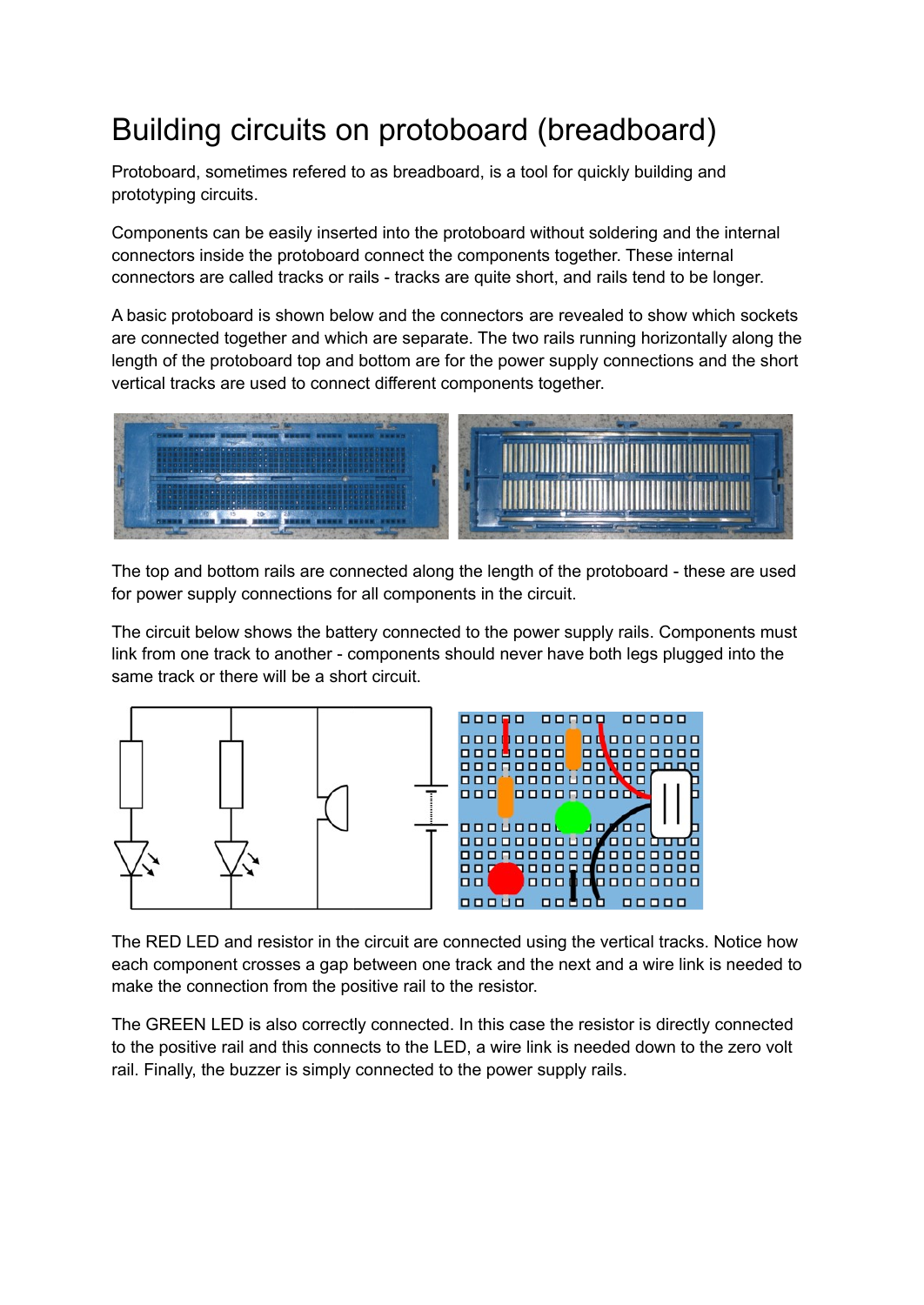# Building circuits on protoboard (breadboard)

Protoboard, sometimes refered to as breadboard, is a tool for quickly building and prototyping circuits.

Components can be easily inserted into the protoboard without soldering and the internal connectors inside the protoboard connect the components together. These internal connectors are called tracks or rails - tracks are quite short, and rails tend to be longer.

A basic protoboard is shown below and the connectors are revealed to show which sockets are connected together and which are separate. The two rails running horizontally along the length of the protoboard top and bottom are for the power supply connections and the short vertical tracks are used to connect different components together.

The top and bottom rails are connected along the length of the protoboard - these are used for power supply connections for all components in the circuit.

The circuit below shows the battery connected to the power supply rails. Components must link from one track to another - components should never have both legs plugged into the same track or there will be a short circuit.

The RED LED and resistor in the circuit are connected using the vertical tracks. Notice how each component crosses a gap between one track and the next and a wire link is needed to make the connection from the positive rail to the resistor.

The GREEN LED is also correctly connected. In this case the resistor is directly connected to the positive rail and this connects to the LED, a wire link is needed down to the zero volt rail. Finally, the buzzer is simply connected to the power supply rails.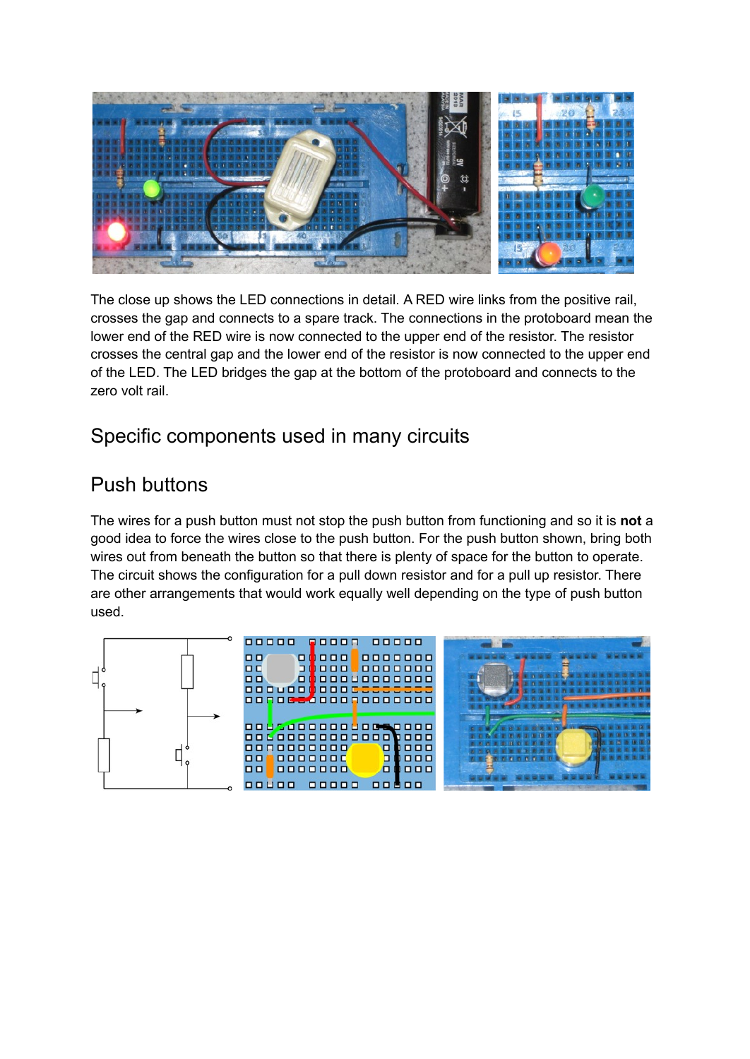The close up shows the LED connections in detail. A RED wire links from the positive rail, crosses the gap and connects to a spare track. The connections in the protoboard mean the lower end of the RED wire is now connected to the upper end of the resistor. The resistor crosses the central gap and the lower end of the resistor is now connected to the upper end of the LED. The LED bridges the gap at the bottom of the protoboard and connects to the zero volt rail.

## Specific components used in many circuits

## Push buttons

The wires for a push button must not stop the push button from functioning and so it is **not** a good idea to force the wires close to the push button. For the push button shown, bring both wires out from beneath the button so that there is plenty of space for the button to operate. The circuit shows the configuration for a pull down resistor and for a pull up resistor. There are other arrangements that would work equally well depending on the type of push button used.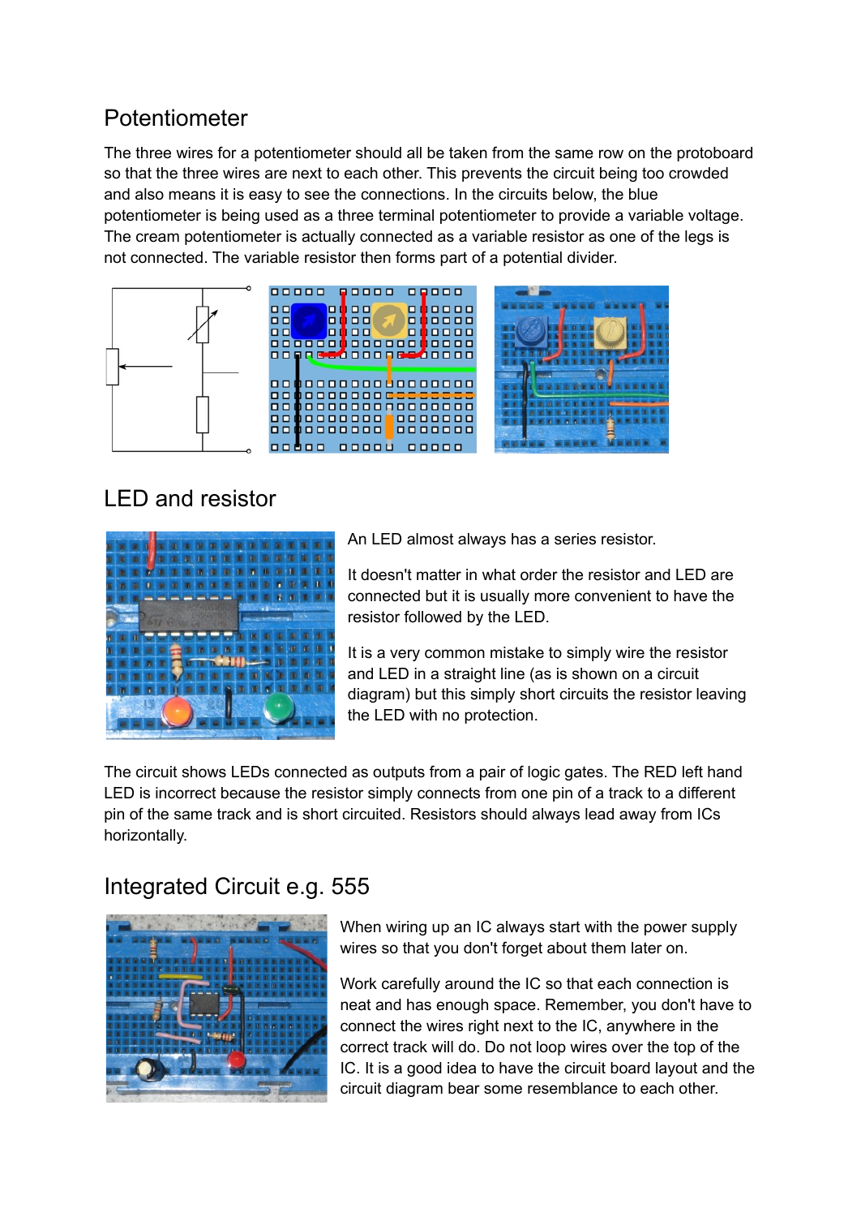## Potentiometer

The three wires for a potentiometer should all be taken from the same row on the protoboard so that the three wires are next to each other. This prevents the circuit being too crowded and also means it is easy to see the connections. In the circuits below, the blue potentiometer is being used as a three terminal potentiometer to provide a variable voltage. The cream potentiometer is actually connected as a variable resistor as one of the legs is not connected. The variable resistor then forms part of a potential divider.

## LED and resistor

An LED almost always has a series resistor.

It doesn't matter in what order the resistor and LED are connected but it is usually more convenient to have the resistor followed by the LED.

It is a very common mistake to simply wire the resistor and LED in a straight line (as is shown on a circuit diagram) but this simply short circuits the resistor leaving the LED with no protection.

The circuit shows LEDs connected as outputs from a pair of logic gates. The RED left hand LED is incorrect because the resistor simply connects from one pin of a track to a different pin of the same track and is short circuited. Resistors should always lead away from ICs horizontally.

## Integrated Circuit e.g. 555

When wiring up an IC always start with the power supply wires so that you don't forget about them later on.

Work carefully around the IC so that each connection is neat and has enough space. Remember, you don't have to connect the wires right next to the IC, anywhere in the correct track will do. Do not loop wires over the top of the IC. It is a good idea to have the circuit board layout and the circuit diagram bear some resemblance to each other.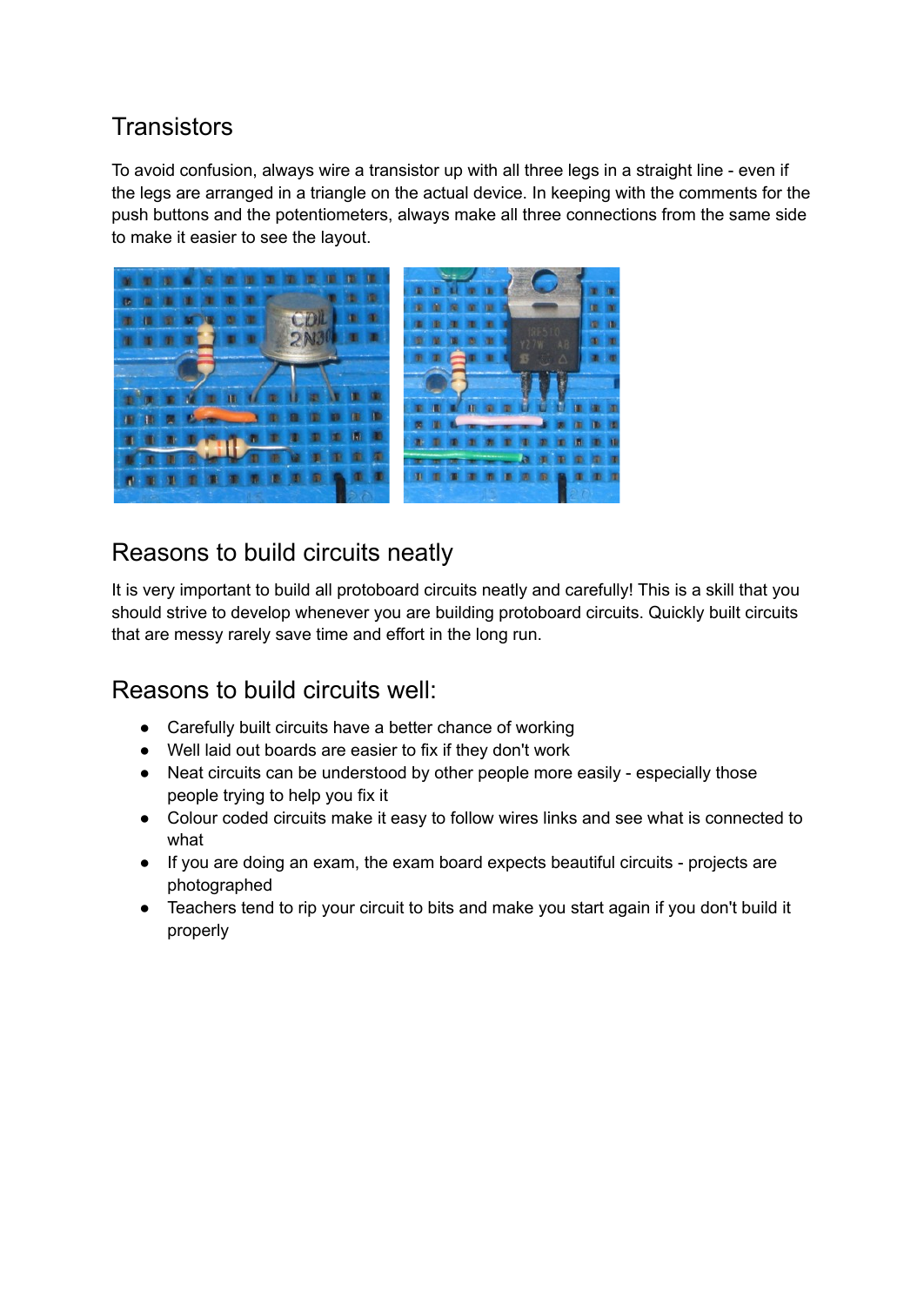## Transistors

To avoid confusion, always wire a transistor up with all three legs in a straight line - even if the legs are arranged in a triangle on the actual device. In keeping with the comments for the push buttons and the potentiometers, always make all three connections from the same side to make it easier to see the layout.

## Reasons to build circuits neatly

It is very important to build all protoboard circuits neatly and carefully! This is a skill that you should strive to develop whenever you are building protoboard circuits. Quickly built circuits that are messy rarely save time and effort in the long run.

## Reasons to build circuits well:

- Carefully built circuits have a better chance of working
- Well laid out boards are easier to fix if they don't work
- Neat circuits can be understood by other people more easily - especially those people trying to help you fix it
- Colour coded circuits make it easy to follow wires links and see what is connected to what
- If you are doing an exam, the exam board expects beautiful circuits - projects are photographed
- Teachers tend to rip your circuit to bits and make you start again if you don't build it properly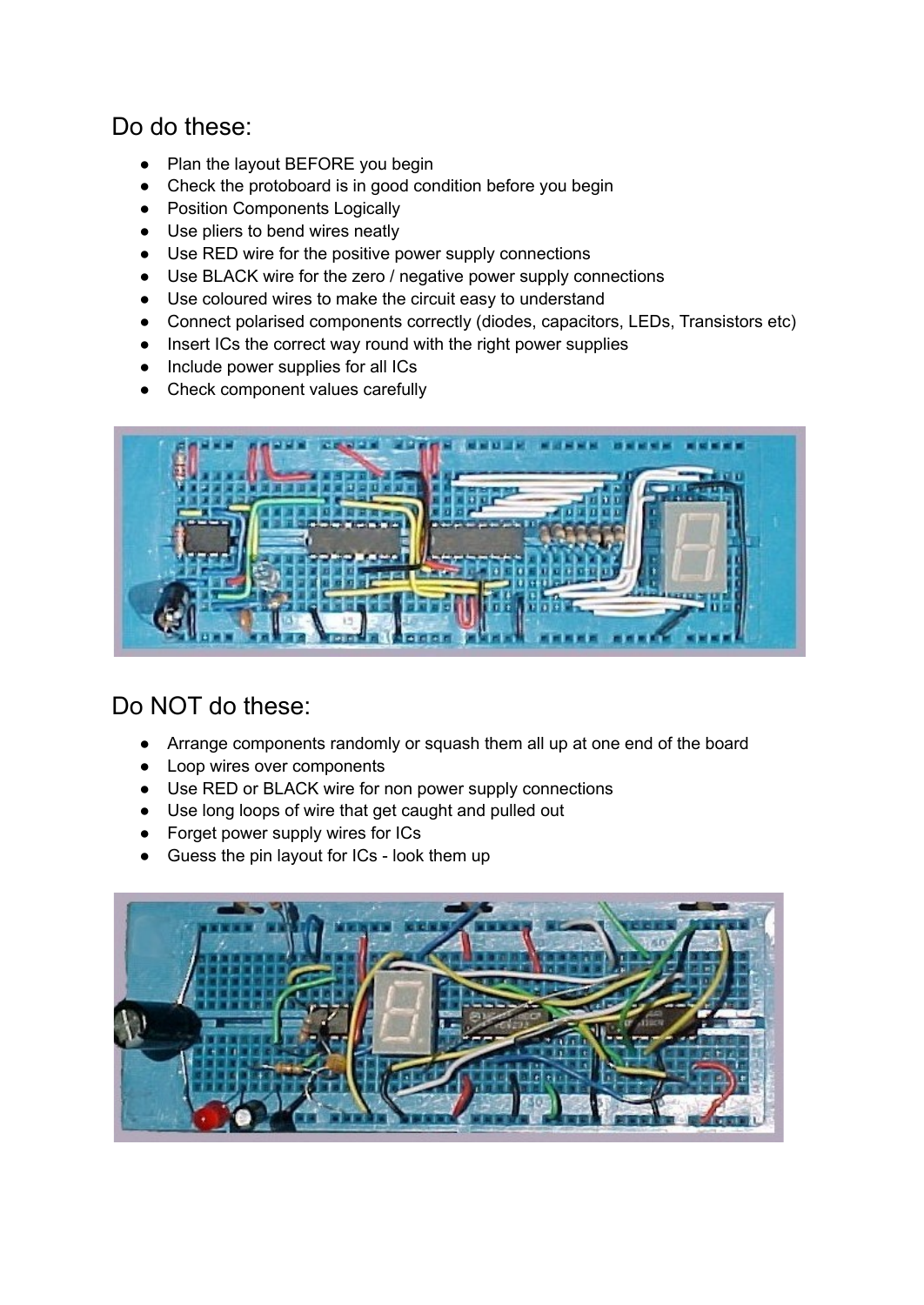## Do do these:

- Plan the layout BEFORE you begin
- Check the protoboard is in good condition before you begin
- Position Components Logically
- Use pliers to bend wires neatly
- Use RED wire for the positive power supply connections
- Use BLACK wire for the zero / negative power supply connections
- Use coloured wires to make the circuit easy to understand
- Connect polarised components correctly (diodes, capacitors, LEDs, Transistors etc)
- Insert ICs the correct way round with the right power supplies
- Include power supplies for all ICs
- Check component values carefully

## Do NOT do these:

- Arrange components randomly or squash them all up at one end of the board
- Loop wires over components
- Use RED or BLACK wire for non power supply connections
- Use long loops of wire that get caught and pulled out
- Forget power supply wires for ICs
- Guess the pin layout for ICs - look them up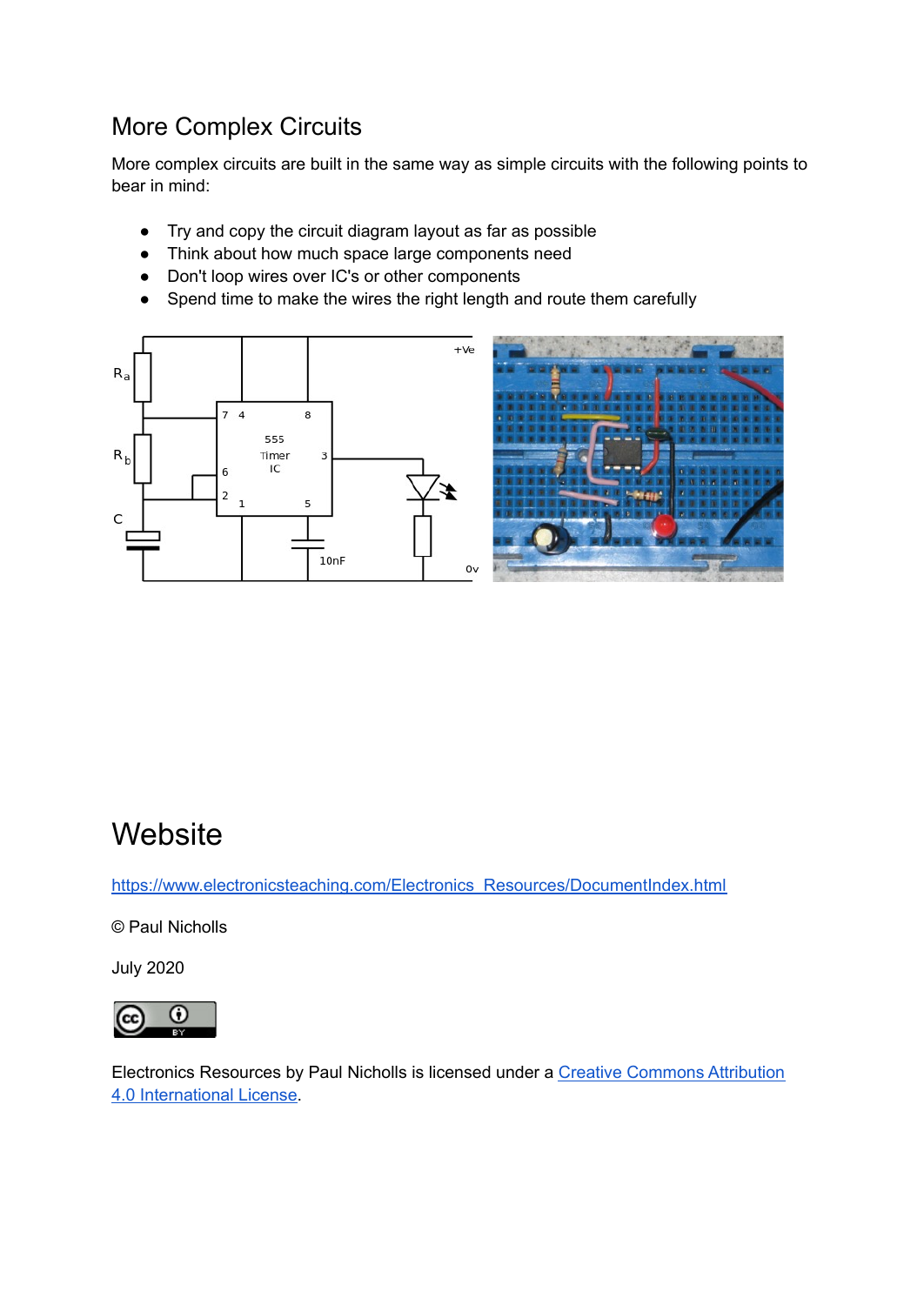## More Complex Circuits

More complex circuits are built in the same way as simple circuits with the following points to bear in mind:

- Try and copy the circuit diagram layout as far as possible
- Think about how much space large components need
- Don't loop wires over IC's or other components
- Spend time to make the wires the right length and route them carefully

+Ve

$R_a$

$R_b$

C

7 4 8

555 Timer IC

6 3

2 1 5

10nF

0v

# Website

https://www.electronicsteaching.com/Electronics_Resources/DocumentIndex.html

© Paul Nicholls

July 2020

Electronics Resources by Paul Nicholls is licensed under a Creative Commons Attribution 4.0 International License.